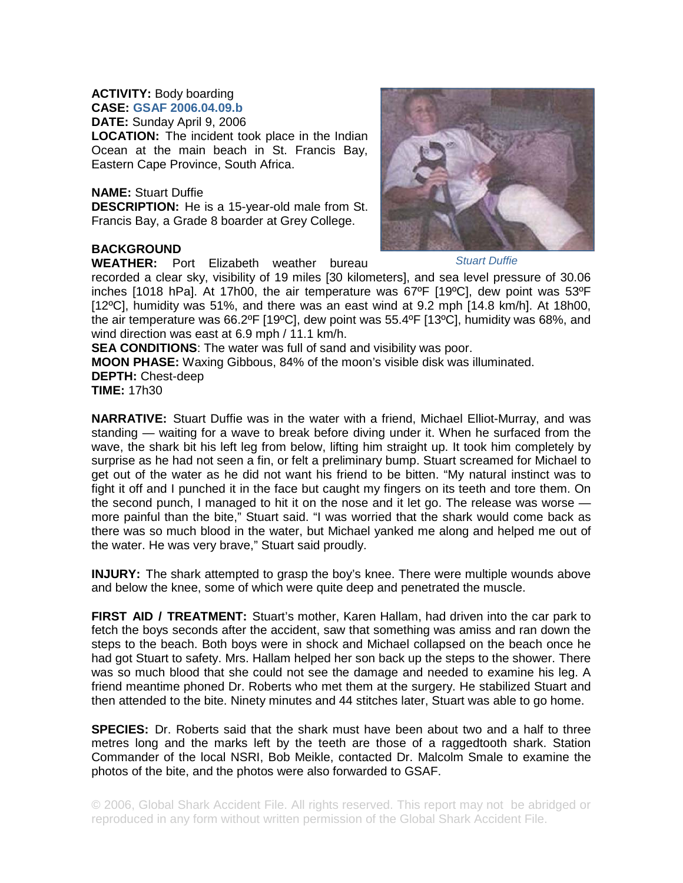**ACTIVITY:** Body boarding
**CASE:** GSAF 2006.04.09.b
**DATE:** Sunday April 9, 2006
**LOCATION:** The incident took place in the Indian Ocean at the main beach in St. Francis Bay, Eastern Cape Province, South Africa.

**NAME:** Stuart Duffie
**DESCRIPTION:** He is a 15-year-old male from St. Francis Bay, a Grade 8 boarder at Grey College.

*Stuart Duffie*

**BACKGROUND**
**WEATHER:** Port Elizabeth weather bureau recorded a clear sky, visibility of 19 miles [30 kilometers], and sea level pressure of 30.06 inches [1018 hPa]. At 17h00, the air temperature was 67ºF [19ºC], dew point was 53ºF [12ºC], humidity was 51%, and there was an east wind at 9.2 mph [14.8 km/h]. At 18h00, the air temperature was 66.2ºF [19ºC], dew point was 55.4ºF [13ºC], humidity was 68%, and wind direction was east at 6.9 mph / 11.1 km/h.
**SEA CONDITIONS**: The water was full of sand and visibility was poor.
**MOON PHASE:** Waxing Gibbous, 84% of the moon's visible disk was illuminated.
**DEPTH:** Chest-deep
**TIME:** 17h30

**NARRATIVE:** Stuart Duffie was in the water with a friend, Michael Elliot-Murray, and was standing — waiting for a wave to break before diving under it. When he surfaced from the wave, the shark bit his left leg from below, lifting him straight up. It took him completely by surprise as he had not seen a fin, or felt a preliminary bump. Stuart screamed for Michael to get out of the water as he did not want his friend to be bitten. "My natural instinct was to fight it off and I punched it in the face but caught my fingers on its teeth and tore them. On the second punch, I managed to hit it on the nose and it let go. The release was worse — more painful than the bite," Stuart said. "I was worried that the shark would come back as there was so much blood in the water, but Michael yanked me along and helped me out of the water. He was very brave," Stuart said proudly.

**INJURY:** The shark attempted to grasp the boy's knee. There were multiple wounds above and below the knee, some of which were quite deep and penetrated the muscle.

**FIRST AID / TREATMENT:** Stuart's mother, Karen Hallam, had driven into the car park to fetch the boys seconds after the accident, saw that something was amiss and ran down the steps to the beach. Both boys were in shock and Michael collapsed on the beach once he had got Stuart to safety. Mrs. Hallam helped her son back up the steps to the shower. There was so much blood that she could not see the damage and needed to examine his leg. A friend meantime phoned Dr. Roberts who met them at the surgery. He stabilized Stuart and then attended to the bite. Ninety minutes and 44 stitches later, Stuart was able to go home.

**SPECIES:** Dr. Roberts said that the shark must have been about two and a half to three metres long and the marks left by the teeth are those of a raggedtooth shark. Station Commander of the local NSRI, Bob Meikle, contacted Dr. Malcolm Smale to examine the photos of the bite, and the photos were also forwarded to GSAF.

© 2006, Global Shark Accident File. All rights reserved. This report may not be abridged or reproduced in any form without written permission of the Global Shark Accident File.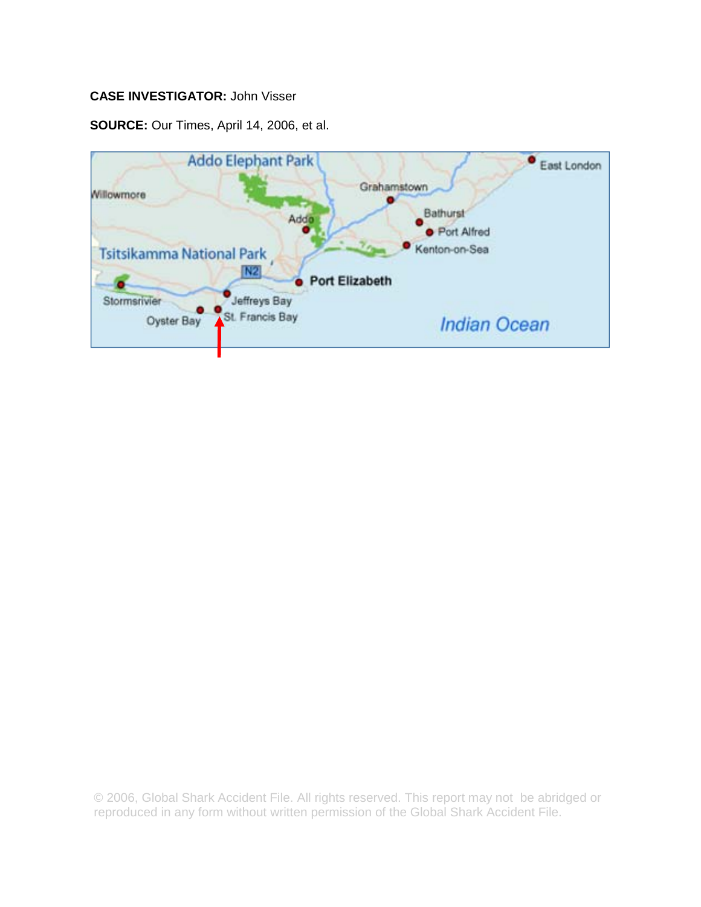**CASE INVESTIGATOR:** John Visser

**SOURCE:** Our Times, April 14, 2006, et al.

Addo Elephant Park

East London

Grahamstown

Willowmore

Bathurst

Addo

Port Alfred

Kenton-on-Sea

Tsitsikamma National Park

N2

Port Elizabeth

Stormsrivier

Jeffreys Bay

Oyster Bay

St. Francis Bay

Indian Ocean

© 2006, Global Shark Accident File. All rights reserved. This report may not be abridged or reproduced in any form without written permission of the Global Shark Accident File.